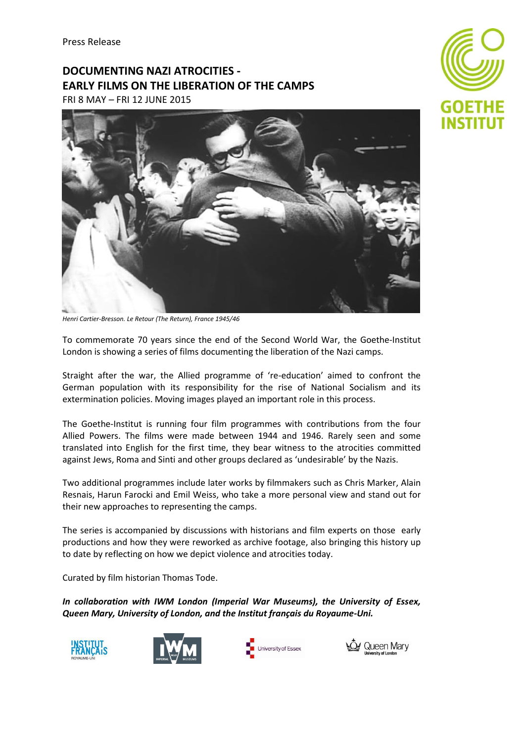Press Release

# DOCUMENTING NAZI ATROCITIES - EARLY FILMS ON THE LIBERATION OF THE CAMPS

FRI 8 MAY – FRI 12 JUNE 2015

*Henri Cartier-Bresson. Le Retour (The Return), France 1945/46*

To commemorate 70 years since the end of the Second World War, the Goethe-Institut London is showing a series of films documenting the liberation of the Nazi camps.

Straight after the war, the Allied programme of 're-education' aimed to confront the German population with its responsibility for the rise of National Socialism and its extermination policies. Moving images played an important role in this process.

The Goethe-Institut is running four film programmes with contributions from the four Allied Powers. The films were made between 1944 and 1946. Rarely seen and some translated into English for the first time, they bear witness to the atrocities committed against Jews, Roma and Sinti and other groups declared as 'undesirable' by the Nazis.

Two additional programmes include later works by filmmakers such as Chris Marker, Alain Resnais, Harun Farocki and Emil Weiss, who take a more personal view and stand out for their new approaches to representing the camps.

The series is accompanied by discussions with historians and film experts on those early productions and how they were reworked as archive footage, also bringing this history up to date by reflecting on how we depict violence and atrocities today.

Curated by film historian Thomas Tode.

***In collaboration with IWM London (Imperial War Museums), the University of Essex, Queen Mary, University of London, and the Institut français du Royaume-Uni.***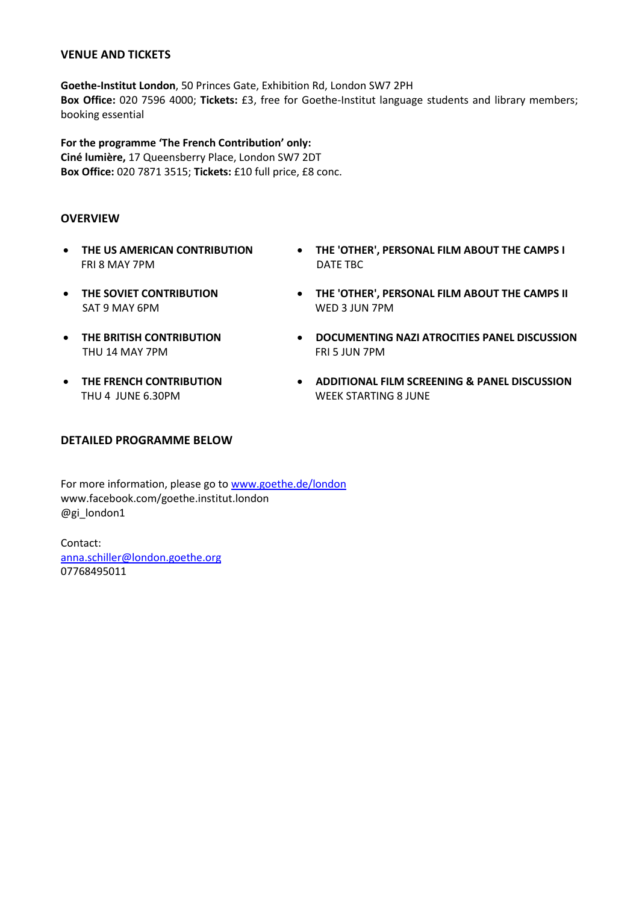## VENUE AND TICKETS

**Goethe-Institut London**, 50 Princes Gate, Exhibition Rd, London SW7 2PH
**Box Office:** 020 7596 4000; **Tickets:** £3, free for Goethe-Institut language students and library members; booking essential

**For the programme 'The French Contribution' only:**
**Ciné lumière,** 17 Queensberry Place, London SW7 2DT
**Box Office:** 020 7871 3515; **Tickets:** £10 full price, £8 conc.

## OVERVIEW

- **THE US AMERICAN CONTRIBUTION**
  FRI 8 MAY 7PM
- **THE SOVIET CONTRIBUTION**
  SAT 9 MAY 6PM
- **THE BRITISH CONTRIBUTION**
  THU 14 MAY 7PM
- **THE FRENCH CONTRIBUTION**
  THU 4 JUNE 6.30PM
- **THE 'OTHER', PERSONAL FILM ABOUT THE CAMPS I**
  DATE TBC
- **THE 'OTHER', PERSONAL FILM ABOUT THE CAMPS II**
  WED 3 JUN 7PM
- **DOCUMENTING NAZI ATROCITIES PANEL DISCUSSION**
  FRI 5 JUN 7PM
- **ADDITIONAL FILM SCREENING & PANEL DISCUSSION**
  WEEK STARTING 8 JUNE

## DETAILED PROGRAMME BELOW

For more information, please go to [www.goethe.de/london](www.goethe.de/london)
www.facebook.com/goethe.institut.london
@gi_london1

Contact:
[anna.schiller@london.goethe.org](mailto:anna.schiller@london.goethe.org)
07768495011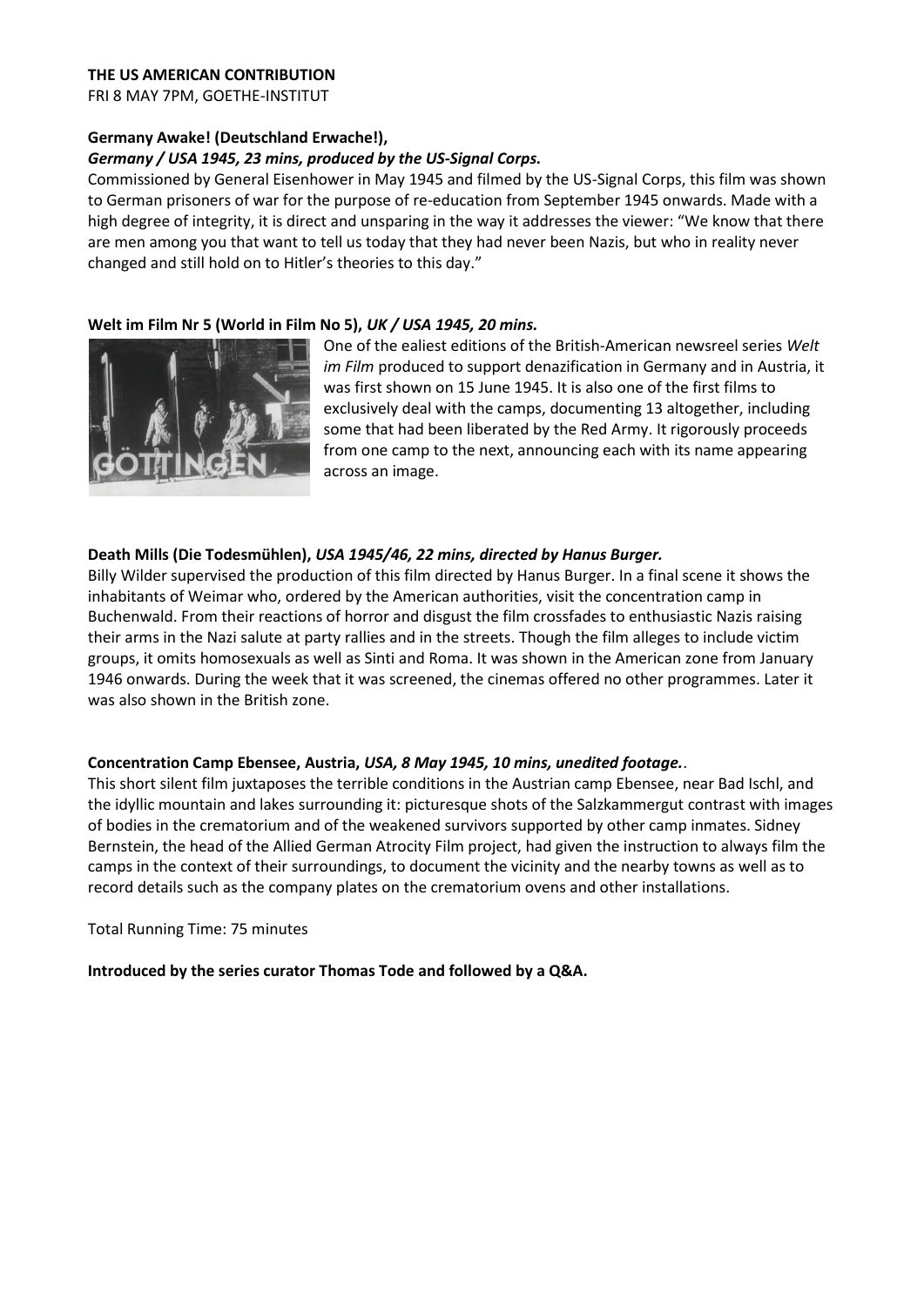**THE US AMERICAN CONTRIBUTION**

FRI 8 MAY 7PM, GOETHE-INSTITUT

**Germany Awake! (Deutschland Erwache!),**
***Germany / USA 1945, 23 mins, produced by the US-Signal Corps.***

Commissioned by General Eisenhower in May 1945 and filmed by the US-Signal Corps, this film was shown to German prisoners of war for the purpose of re-education from September 1945 onwards. Made with a high degree of integrity, it is direct and unsparing in the way it addresses the viewer: "We know that there are men among you that want to tell us today that they had never been Nazis, but who in reality never changed and still hold on to Hitler's theories to this day."

**Welt im Film Nr 5 (World in Film No 5),** ***UK / USA 1945, 20 mins.***

One of the ealiest editions of the British-American newsreel series *Welt im Film* produced to support denazification in Germany and in Austria, it was first shown on 15 June 1945. It is also one of the first films to exclusively deal with the camps, documenting 13 altogether, including some that had been liberated by the Red Army. It rigorously proceeds from one camp to the next, announcing each with its name appearing across an image.

**Death Mills (Die Todesmühlen),** ***USA 1945/46, 22 mins, directed by Hanus Burger.***

Billy Wilder supervised the production of this film directed by Hanus Burger. In a final scene it shows the inhabitants of Weimar who, ordered by the American authorities, visit the concentration camp in Buchenwald. From their reactions of horror and disgust the film crossfades to enthusiastic Nazis raising their arms in the Nazi salute at party rallies and in the streets. Though the film alleges to include victim groups, it omits homosexuals as well as Sinti and Roma. It was shown in the American zone from January 1946 onwards. During the week that it was screened, the cinemas offered no other programmes. Later it was also shown in the British zone.

**Concentration Camp Ebensee, Austria,** ***USA, 8 May 1945, 10 mins, unedited footage.***.

This short silent film juxtaposes the terrible conditions in the Austrian camp Ebensee, near Bad Ischl, and the idyllic mountain and lakes surrounding it: picturesque shots of the Salzkammergut contrast with images of bodies in the crematorium and of the weakened survivors supported by other camp inmates. Sidney Bernstein, the head of the Allied German Atrocity Film project, had given the instruction to always film the camps in the context of their surroundings, to document the vicinity and the nearby towns as well as to record details such as the company plates on the crematorium ovens and other installations.

Total Running Time: 75 minutes

**Introduced by the series curator Thomas Tode and followed by a Q&A.**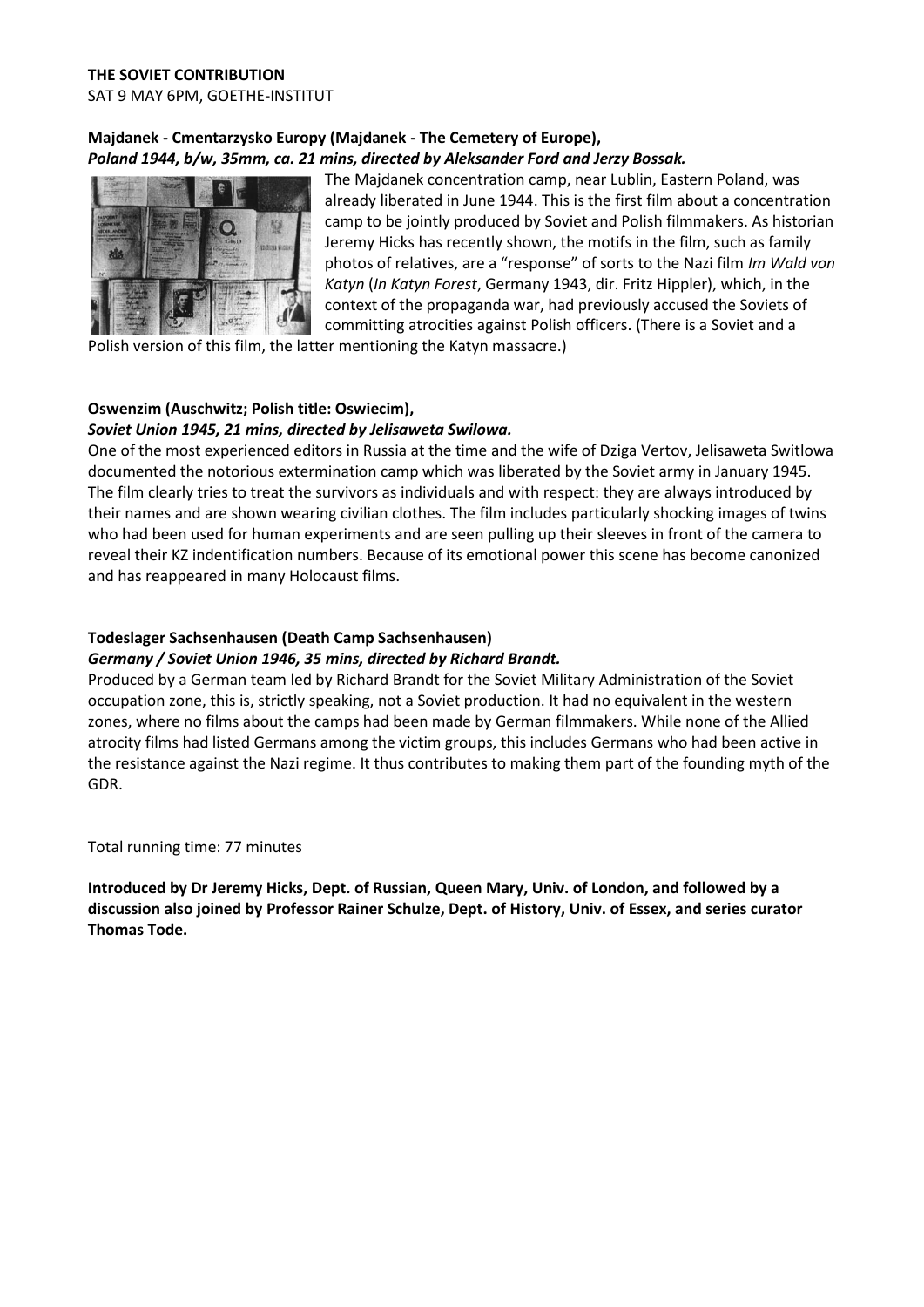**THE SOVIET CONTRIBUTION**
SAT 9 MAY 6PM, GOETHE-INSTITUT

**Majdanek - Cmentarzysko Europy (Majdanek - The Cemetery of Europe),**
***Poland 1944, b/w, 35mm, ca. 21 mins, directed by Aleksander Ford and Jerzy Bossak.***

The Majdanek concentration camp, near Lublin, Eastern Poland, was already liberated in June 1944. This is the first film about a concentration camp to be jointly produced by Soviet and Polish filmmakers. As historian Jeremy Hicks has recently shown, the motifs in the film, such as family photos of relatives, are a "response" of sorts to the Nazi film *Im Wald von Katyn* (*In Katyn Forest*, Germany 1943, dir. Fritz Hippler), which, in the context of the propaganda war, had previously accused the Soviets of committing atrocities against Polish officers. (There is a Soviet and a Polish version of this film, the latter mentioning the Katyn massacre.)

**Oswenzim (Auschwitz; Polish title: Oswiecim),**
***Soviet Union 1945, 21 mins, directed by Jelisaweta Swilowa.***

One of the most experienced editors in Russia at the time and the wife of Dziga Vertov, Jelisaweta Switlowa documented the notorious extermination camp which was liberated by the Soviet army in January 1945. The film clearly tries to treat the survivors as individuals and with respect: they are always introduced by their names and are shown wearing civilian clothes. The film includes particularly shocking images of twins who had been used for human experiments and are seen pulling up their sleeves in front of the camera to reveal their KZ indentification numbers. Because of its emotional power this scene has become canonized and has reappeared in many Holocaust films.

**Todeslager Sachsenhausen (Death Camp Sachsenhausen)**
***Germany / Soviet Union 1946, 35 mins, directed by Richard Brandt.***

Produced by a German team led by Richard Brandt for the Soviet Military Administration of the Soviet occupation zone, this is, strictly speaking, not a Soviet production. It had no equivalent in the western zones, where no films about the camps had been made by German filmmakers. While none of the Allied atrocity films had listed Germans among the victim groups, this includes Germans who had been active in the resistance against the Nazi regime. It thus contributes to making them part of the founding myth of the GDR.

Total running time: 77 minutes

**Introduced by Dr Jeremy Hicks, Dept. of Russian, Queen Mary, Univ. of London, and followed by a discussion also joined by Professor Rainer Schulze, Dept. of History, Univ. of Essex, and series curator Thomas Tode.**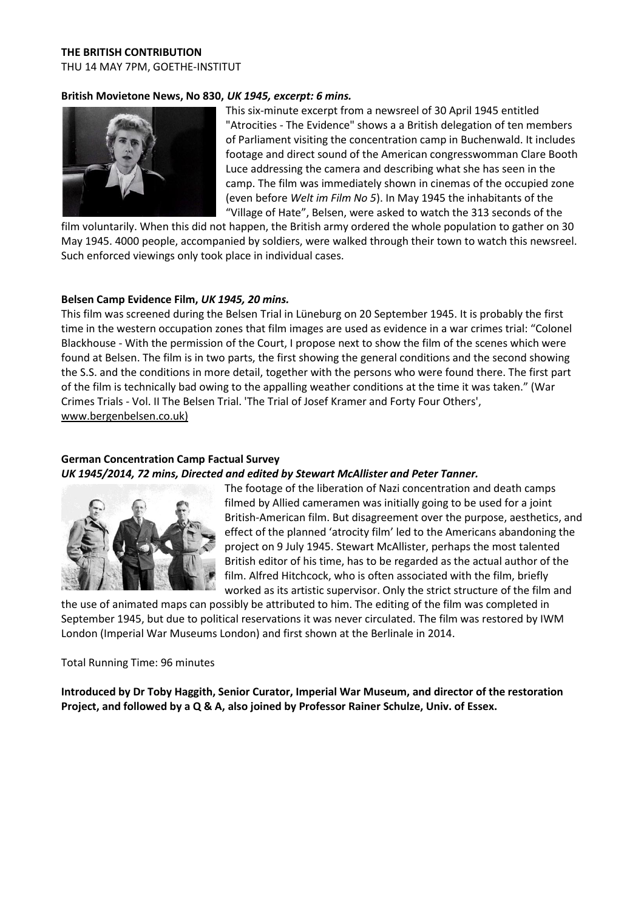**THE BRITISH CONTRIBUTION**

THU 14 MAY 7PM, GOETHE-INSTITUT

**British Movietone News, No 830,** ***UK 1945, excerpt: 6 mins.***

This six-minute excerpt from a newsreel of 30 April 1945 entitled "Atrocities - The Evidence" shows a a British delegation of ten members of Parliament visiting the concentration camp in Buchenwald. It includes footage and direct sound of the American congresswomman Clare Booth Luce addressing the camera and describing what she has seen in the camp. The film was immediately shown in cinemas of the occupied zone (even before *Welt im Film No 5*). In May 1945 the inhabitants of the "Village of Hate", Belsen, were asked to watch the 313 seconds of the film voluntarily. When this did not happen, the British army ordered the whole population to gather on 30 May 1945. 4000 people, accompanied by soldiers, were walked through their town to watch this newsreel. Such enforced viewings only took place in individual cases.

**Belsen Camp Evidence Film,** ***UK 1945, 20 mins.***

This film was screened during the Belsen Trial in Lüneburg on 20 September 1945. It is probably the first time in the western occupation zones that film images are used as evidence in a war crimes trial: "Colonel Blackhouse - With the permission of the Court, I propose next to show the film of the scenes which were found at Belsen. The film is in two parts, the first showing the general conditions and the second showing the S.S. and the conditions in more detail, together with the persons who were found there. The first part of the film is technically bad owing to the appalling weather conditions at the time it was taken." (War Crimes Trials - Vol. II The Belsen Trial. 'The Trial of Josef Kramer and Forty Four Others', www.bergenbelsen.co.uk)

**German Concentration Camp Factual Survey**

***UK 1945/2014, 72 mins, Directed and edited by Stewart McAllister and Peter Tanner.***

The footage of the liberation of Nazi concentration and death camps filmed by Allied cameramen was initially going to be used for a joint British-American film. But disagreement over the purpose, aesthetics, and effect of the planned 'atrocity film' led to the Americans abandoning the project on 9 July 1945. Stewart McAllister, perhaps the most talented British editor of his time, has to be regarded as the actual author of the film. Alfred Hitchcock, who is often associated with the film, briefly worked as its artistic supervisor. Only the strict structure of the film and the use of animated maps can possibly be attributed to him. The editing of the film was completed in September 1945, but due to political reservations it was never circulated. The film was restored by IWM London (Imperial War Museums London) and first shown at the Berlinale in 2014.

Total Running Time: 96 minutes

**Introduced by Dr Toby Haggith, Senior Curator, Imperial War Museum, and director of the restoration Project, and followed by a Q & A, also joined by Professor Rainer Schulze, Univ. of Essex.**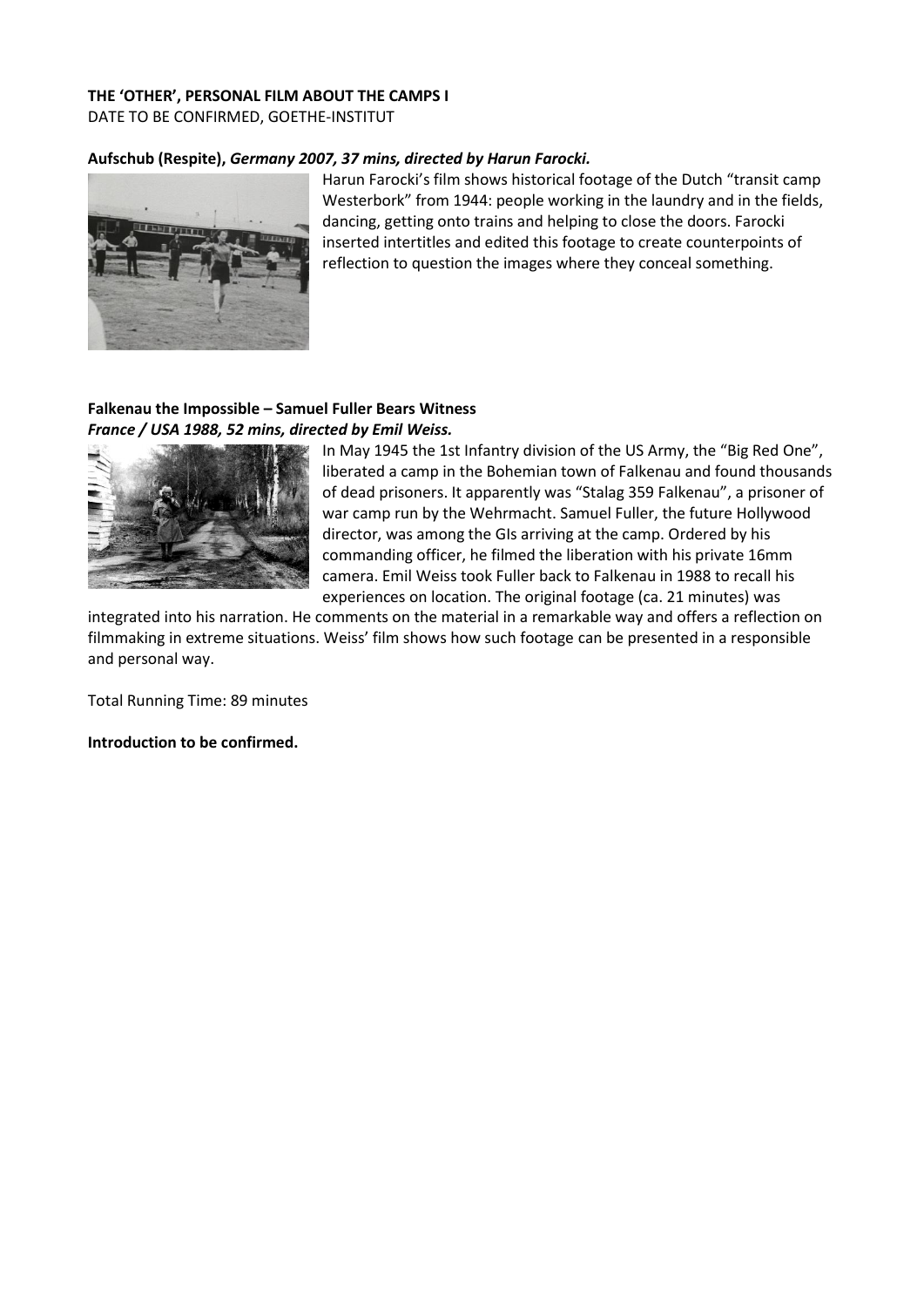**THE 'OTHER', PERSONAL FILM ABOUT THE CAMPS I**
DATE TO BE CONFIRMED, GOETHE-INSTITUT

**Aufschub (Respite),** ***Germany 2007, 37 mins, directed by Harun Farocki.***

Harun Farocki's film shows historical footage of the Dutch "transit camp Westerbork" from 1944: people working in the laundry and in the fields, dancing, getting onto trains and helping to close the doors. Farocki inserted intertitles and edited this footage to create counterpoints of reflection to question the images where they conceal something.

**Falkenau the Impossible – Samuel Fuller Bears Witness**
***France / USA 1988, 52 mins, directed by Emil Weiss.***

In May 1945 the 1st Infantry division of the US Army, the "Big Red One", liberated a camp in the Bohemian town of Falkenau and found thousands of dead prisoners. It apparently was "Stalag 359 Falkenau", a prisoner of war camp run by the Wehrmacht. Samuel Fuller, the future Hollywood director, was among the GIs arriving at the camp. Ordered by his commanding officer, he filmed the liberation with his private 16mm camera. Emil Weiss took Fuller back to Falkenau in 1988 to recall his experiences on location. The original footage (ca. 21 minutes) was integrated into his narration. He comments on the material in a remarkable way and offers a reflection on filmmaking in extreme situations. Weiss' film shows how such footage can be presented in a responsible and personal way.

Total Running Time: 89 minutes

**Introduction to be confirmed.**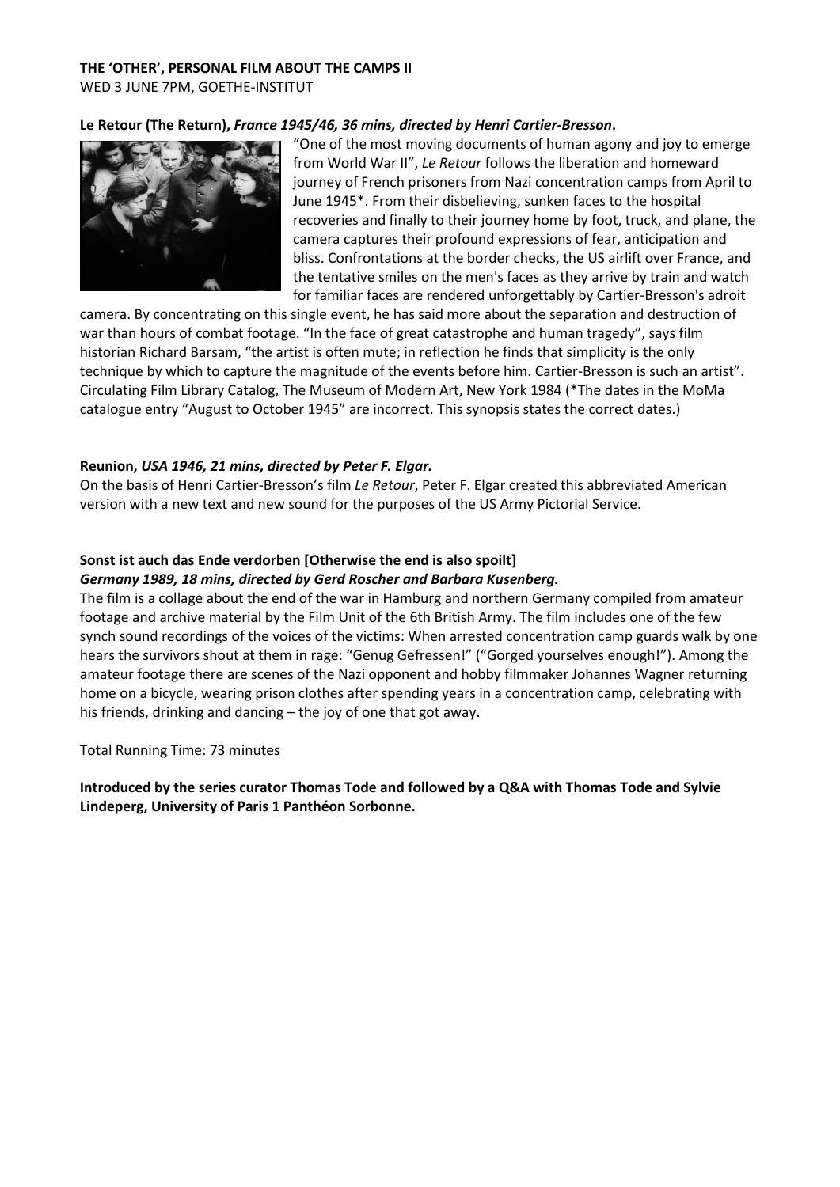**THE 'OTHER', PERSONAL FILM ABOUT THE CAMPS II**
WED 3 JUNE 7PM, GOETHE-INSTITUT

**Le Retour (The Return),** ***France 1945/46, 36 mins, directed by Henri Cartier-Bresson*****.**

"One of the most moving documents of human agony and joy to emerge from World War II", *Le Retour* follows the liberation and homeward journey of French prisoners from Nazi concentration camps from April to June 1945*. From their disbelieving, sunken faces to the hospital recoveries and finally to their journey home by foot, truck, and plane, the camera captures their profound expressions of fear, anticipation and bliss. Confrontations at the border checks, the US airlift over France, and the tentative smiles on the men's faces as they arrive by train and watch for familiar faces are rendered unforgettably by Cartier-Bresson's adroit camera. By concentrating on this single event, he has said more about the separation and destruction of war than hours of combat footage. "In the face of great catastrophe and human tragedy", says film historian Richard Barsam, "the artist is often mute; in reflection he finds that simplicity is the only technique by which to capture the magnitude of the events before him. Cartier-Bresson is such an artist". Circulating Film Library Catalog, The Museum of Modern Art, New York 1984 (*The dates in the MoMa catalogue entry "August to October 1945" are incorrect. This synopsis states the correct dates.)

**Reunion,** ***USA 1946, 21 mins, directed by Peter F. Elgar.***

On the basis of Henri Cartier-Bresson's film *Le Retour*, Peter F. Elgar created this abbreviated American version with a new text and new sound for the purposes of the US Army Pictorial Service.

**Sonst ist auch das Ende verdorben [Otherwise the end is also spoilt]**
***Germany 1989, 18 mins, directed by Gerd Roscher and Barbara Kusenberg.***

The film is a collage about the end of the war in Hamburg and northern Germany compiled from amateur footage and archive material by the Film Unit of the 6th British Army. The film includes one of the few synch sound recordings of the voices of the victims: When arrested concentration camp guards walk by one hears the survivors shout at them in rage: "Genug Gefressen!" ("Gorged yourselves enough!"). Among the amateur footage there are scenes of the Nazi opponent and hobby filmmaker Johannes Wagner returning home on a bicycle, wearing prison clothes after spending years in a concentration camp, celebrating with his friends, drinking and dancing – the joy of one that got away.

Total Running Time: 73 minutes

**Introduced by the series curator Thomas Tode and followed by a Q&A with Thomas Tode and Sylvie Lindeperg, University of Paris 1 Panthéon Sorbonne.**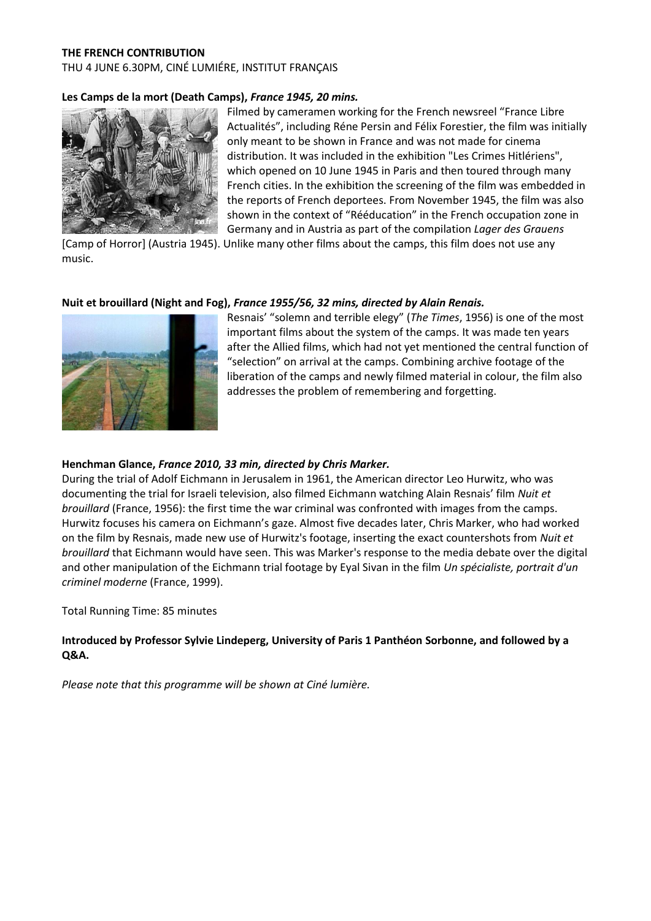**THE FRENCH CONTRIBUTION**
THU 4 JUNE 6.30PM, CINÉ LUMIÉRE, INSTITUT FRANÇAIS

**Les Camps de la mort (Death Camps),** ***France 1945, 20 mins.***

Filmed by cameramen working for the French newsreel "France Libre Actualités", including Réne Persin and Félix Forestier, the film was initially only meant to be shown in France and was not made for cinema distribution. It was included in the exhibition "Les Crimes Hitlériens", which opened on 10 June 1945 in Paris and then toured through many French cities. In the exhibition the screening of the film was embedded in the reports of French deportees. From November 1945, the film was also shown in the context of "Rééducation" in the French occupation zone in Germany and in Austria as part of the compilation *Lager des Grauens* [Camp of Horror] (Austria 1945). Unlike many other films about the camps, this film does not use any music.

**Nuit et brouillard (Night and Fog),** ***France 1955/56, 32 mins, directed by Alain Renais.***

Resnais' "solemn and terrible elegy" (*The Times*, 1956) is one of the most important films about the system of the camps. It was made ten years after the Allied films, which had not yet mentioned the central function of "selection" on arrival at the camps. Combining archive footage of the liberation of the camps and newly filmed material in colour, the film also addresses the problem of remembering and forgetting.

**Henchman Glance,** ***France 2010, 33 min, directed by Chris Marker.***

During the trial of Adolf Eichmann in Jerusalem in 1961, the American director Leo Hurwitz, who was documenting the trial for Israeli television, also filmed Eichmann watching Alain Resnais' film *Nuit et brouillard* (France, 1956): the first time the war criminal was confronted with images from the camps. Hurwitz focuses his camera on Eichmann's gaze. Almost five decades later, Chris Marker, who had worked on the film by Resnais, made new use of Hurwitz's footage, inserting the exact countershots from *Nuit et brouillard* that Eichmann would have seen. This was Marker's response to the media debate over the digital and other manipulation of the Eichmann trial footage by Eyal Sivan in the film *Un spécialiste, portrait d'un criminel moderne* (France, 1999).

Total Running Time: 85 minutes

**Introduced by Professor Sylvie Lindeperg, University of Paris 1 Panthéon Sorbonne, and followed by a Q&A.**

*Please note that this programme will be shown at Ciné lumière.*